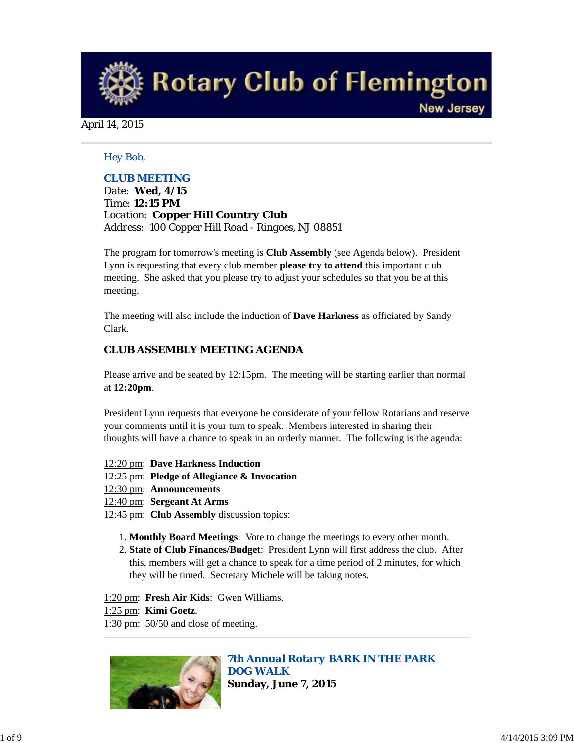# Rotary Club of Flemington

New Jersey

April 14, 2015

Hey Bob,

**CLUB MEETING**
Date: **Wed, 4/15**
Time: **12:15 PM**
Location: **Copper Hill Country Club**
Address: 100 Copper Hill Road - Ringoes, NJ 08851

The program for tomorrow's meeting is **Club Assembly** (see Agenda below). President Lynn is requesting that every club member **please try to attend** this important club meeting. She asked that you please try to adjust your schedules so that you be at this meeting.

The meeting will also include the induction of **Dave Harkness** as officiated by Sandy Clark.

### CLUB ASSEMBLY MEETING AGENDA

Please arrive and be seated by 12:15pm. The meeting will be starting earlier than normal at **12:20pm**.

President Lynn requests that everyone be considerate of your fellow Rotarians and reserve your comments until it is your turn to speak. Members interested in sharing their thoughts will have a chance to speak in an orderly manner. The following is the agenda:

12:20 pm: **Dave Harkness Induction**
12:25 pm: **Pledge of Allegiance & Invocation**
12:30 pm: **Announcements**
12:40 pm: **Sergeant At Arms**
12:45 pm: **Club Assembly** discussion topics:

1. **Monthly Board Meetings**: Vote to change the meetings to every other month.
2. **State of Club Finances/Budget**: President Lynn will first address the club. After this, members will get a chance to speak for a time period of 2 minutes, for which they will be timed. Secretary Michele will be taking notes.

1:20 pm: **Fresh Air Kids**: Gwen Williams.
1:25 pm: **Kimi Goetz**.
1:30 pm: 50/50 and close of meeting.

**7th Annual Rotary BARK IN THE PARK DOG WALK**
**Sunday, June 7, 2015**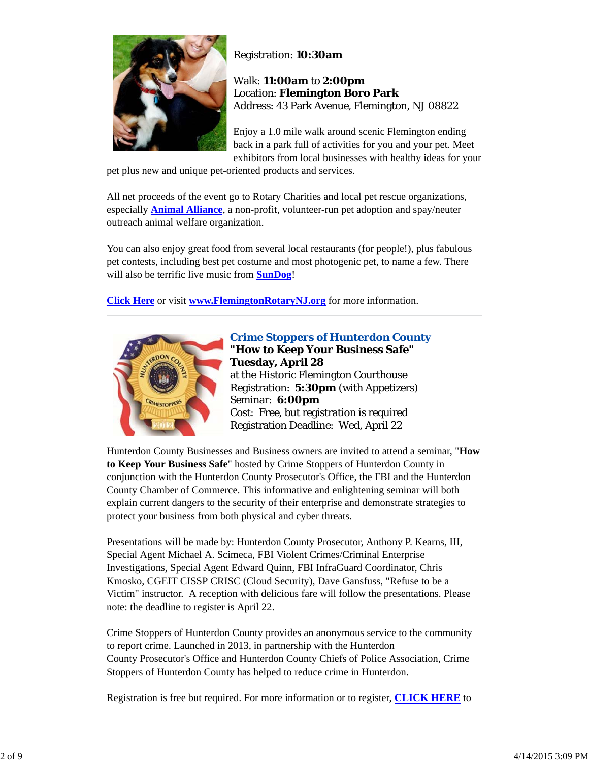Registration: **10:30am**

Walk: **11:00am** to **2:00pm**
Location: **Flemington Boro Park**
Address: 43 Park Avenue, Flemington, NJ 08822

Enjoy a 1.0 mile walk around scenic Flemington ending back in a park full of activities for you and your pet. Meet exhibitors from local businesses with healthy ideas for your pet plus new and unique pet-oriented products and services.

All net proceeds of the event go to Rotary Charities and local pet rescue organizations, especially **Animal Alliance**, a non-profit, volunteer-run pet adoption and spay/neuter outreach animal welfare organization.

You can also enjoy great food from several local restaurants (for people!), plus fabulous pet contests, including best pet costume and most photogenic pet, to name a few. There will also be terrific live music from **SunDog**!

**Click Here** or visit **www.FlemingtonRotaryNJ.org** for more information.

---

## Crime Stoppers of Hunterdon County

**"How to Keep Your Business Safe"**
**Tuesday, April 28**
at the Historic Flemington Courthouse
Registration: **5:30pm** (with Appetizers)
Seminar: **6:00pm**
Cost: Free, but registration is required
Registration Deadline: Wed, April 22

Hunterdon County Businesses and Business owners are invited to attend a seminar, "**How to Keep Your Business Safe**" hosted by Crime Stoppers of Hunterdon County in conjunction with the Hunterdon County Prosecutor's Office, the FBI and the Hunterdon County Chamber of Commerce. This informative and enlightening seminar will both explain current dangers to the security of their enterprise and demonstrate strategies to protect your business from both physical and cyber threats.

Presentations will be made by: Hunterdon County Prosecutor, Anthony P. Kearns, III, Special Agent Michael A. Scimeca, FBI Violent Crimes/Criminal Enterprise Investigations, Special Agent Edward Quinn, FBI InfraGuard Coordinator, Chris Kmosko, CGEIT CISSP CRISC (Cloud Security), Dave Gansfuss, "Refuse to be a Victim" instructor. A reception with delicious fare will follow the presentations. Please note: the deadline to register is April 22.

Crime Stoppers of Hunterdon County provides an anonymous service to the community to report crime. Launched in 2013, in partnership with the Hunterdon County Prosecutor's Office and Hunterdon County Chiefs of Police Association, Crime Stoppers of Hunterdon County has helped to reduce crime in Hunterdon.

Registration is free but required. For more information or to register, **CLICK HERE** to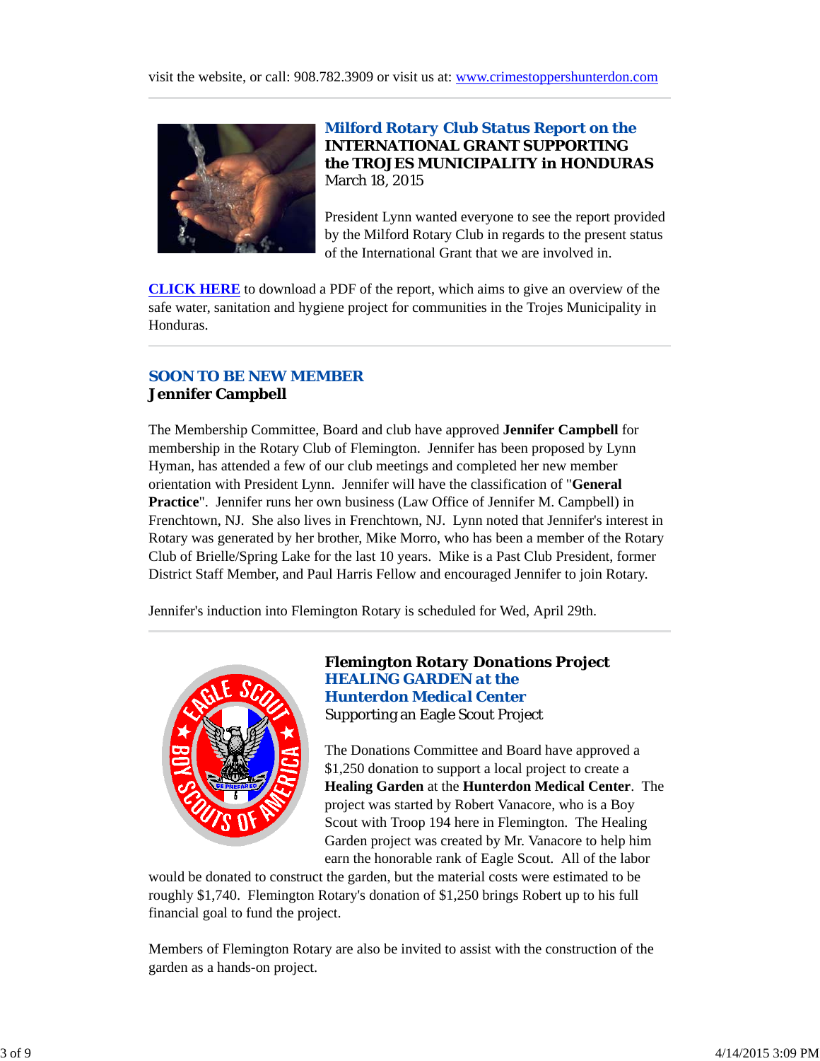visit the website, or call: 908.782.3909 or visit us at: [www.crimestoppershunterdon.com](www.crimestoppershunterdon.com)

---

### Milford Rotary Club Status Report on the INTERNATIONAL GRANT SUPPORTING the TROJES MUNICIPALITY in HONDURAS

March 18, 2015

President Lynn wanted everyone to see the report provided by the Milford Rotary Club in regards to the present status of the International Grant that we are involved in.

**CLICK HERE** to download a PDF of the report, which aims to give an overview of the safe water, sanitation and hygiene project for communities in the Trojes Municipality in Honduras.

---

### SOON TO BE NEW MEMBER
**Jennifer Campbell**

The Membership Committee, Board and club have approved **Jennifer Campbell** for membership in the Rotary Club of Flemington. Jennifer has been proposed by Lynn Hyman, has attended a few of our club meetings and completed her new member orientation with President Lynn. Jennifer will have the classification of "**General Practice**". Jennifer runs her own business (Law Office of Jennifer M. Campbell) in Frenchtown, NJ. She also lives in Frenchtown, NJ. Lynn noted that Jennifer's interest in Rotary was generated by her brother, Mike Morro, who has been a member of the Rotary Club of Brielle/Spring Lake for the last 10 years. Mike is a Past Club President, former District Staff Member, and Paul Harris Fellow and encouraged Jennifer to join Rotary.

Jennifer's induction into Flemington Rotary is scheduled for Wed, April 29th.

---

### Flemington Rotary Donations Project
### HEALING GARDEN at the Hunterdon Medical Center
Supporting an Eagle Scout Project

The Donations Committee and Board have approved a $1,250 donation to support a local project to create a **Healing Garden** at the **Hunterdon Medical Center**. The project was started by Robert Vanacore, who is a Boy Scout with Troop 194 here in Flemington. The Healing Garden project was created by Mr. Vanacore to help him earn the honorable rank of Eagle Scout. All of the labor would be donated to construct the garden, but the material costs were estimated to be roughly $1,740. Flemington Rotary's donation of $1,250 brings Robert up to his full financial goal to fund the project.

Members of Flemington Rotary are also be invited to assist with the construction of the garden as a hands-on project.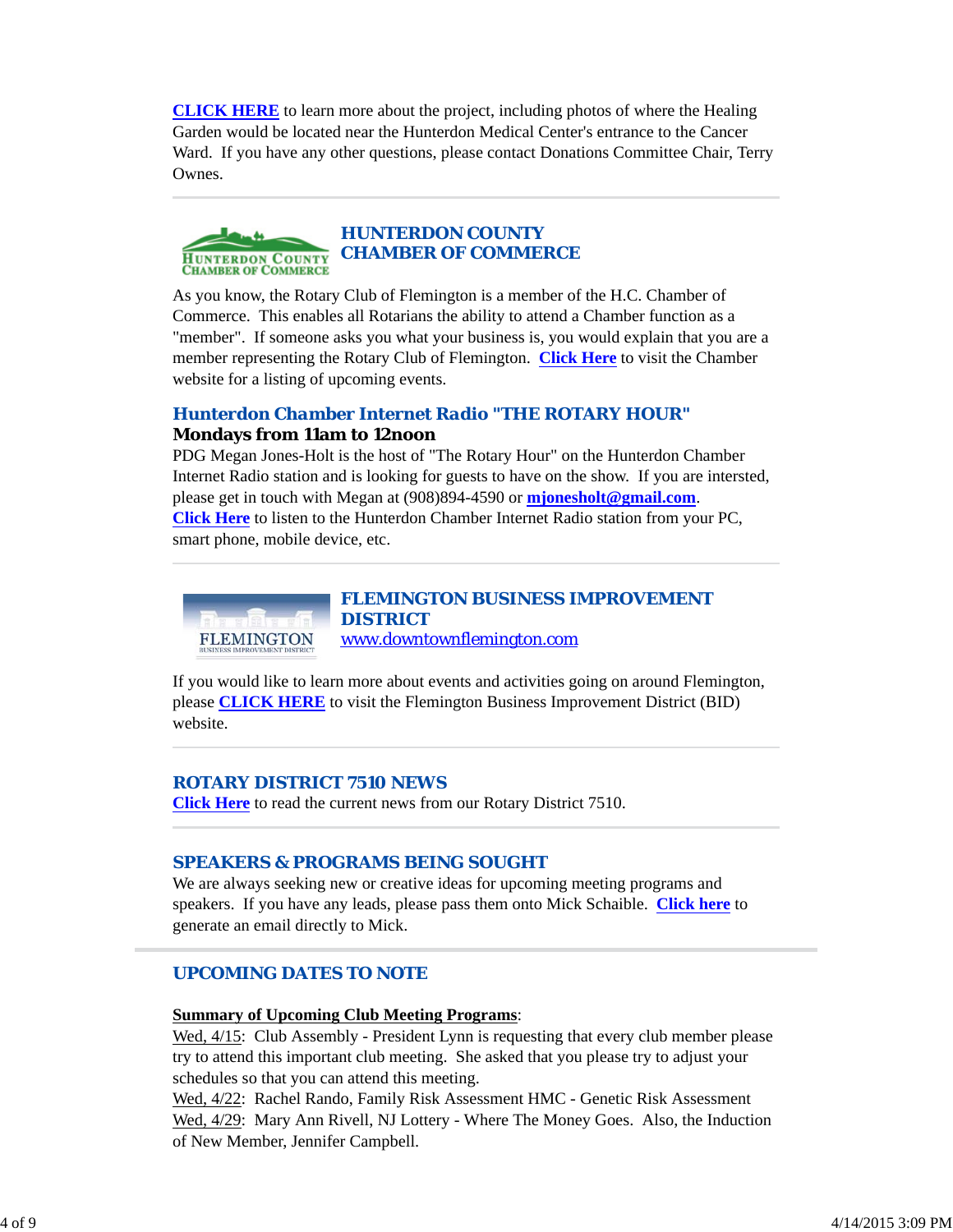**CLICK HERE** to learn more about the project, including photos of where the Healing Garden would be located near the Hunterdon Medical Center's entrance to the Cancer Ward. If you have any other questions, please contact Donations Committee Chair, Terry Ownes.

---

## HUNTERDON COUNTY CHAMBER OF COMMERCE

As you know, the Rotary Club of Flemington is a member of the H.C. Chamber of Commerce. This enables all Rotarians the ability to attend a Chamber function as a "member". If someone asks you what your business is, you would explain that you are a member representing the Rotary Club of Flemington. **Click Here** to visit the Chamber website for a listing of upcoming events.

### Hunterdon Chamber Internet Radio "THE ROTARY HOUR"

**Mondays from 11am to 12noon**

PDG Megan Jones-Holt is the host of "The Rotary Hour" on the Hunterdon Chamber Internet Radio station and is looking for guests to have on the show. If you are intersted, please get in touch with Megan at (908)894-4590 or **mjonesholt@gmail.com**.
**Click Here** to listen to the Hunterdon Chamber Internet Radio station from your PC, smart phone, mobile device, etc.

---

## FLEMINGTON BUSINESS IMPROVEMENT DISTRICT

www.downtownflemington.com

If you would like to learn more about events and activities going on around Flemington, please **CLICK HERE** to visit the Flemington Business Improvement District (BID) website.

---

## ROTARY DISTRICT 7510 NEWS

**Click Here** to read the current news from our Rotary District 7510.

---

## SPEAKERS & PROGRAMS BEING SOUGHT

We are always seeking new or creative ideas for upcoming meeting programs and speakers. If you have any leads, please pass them onto Mick Schaible. **Click here** to generate an email directly to Mick.

---

## UPCOMING DATES TO NOTE

**Summary of Upcoming Club Meeting Programs**:

Wed, 4/15: Club Assembly - President Lynn is requesting that every club member please try to attend this important club meeting. She asked that you please try to adjust your schedules so that you can attend this meeting.
Wed, 4/22: Rachel Rando, Family Risk Assessment HMC - Genetic Risk Assessment
Wed, 4/29: Mary Ann Rivell, NJ Lottery - Where The Money Goes. Also, the Induction of New Member, Jennifer Campbell.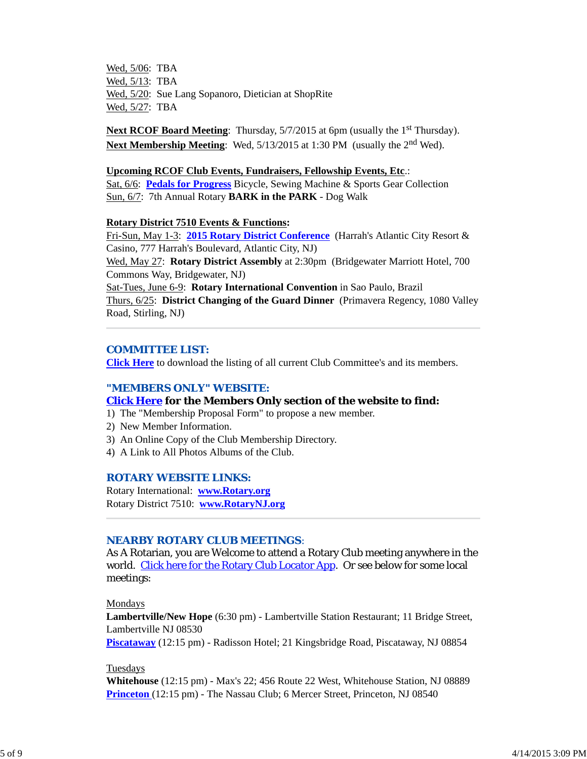Wed, 5/06: TBA
Wed, 5/13: TBA
Wed, 5/20: Sue Lang Sopanoro, Dietician at ShopRite
Wed, 5/27: TBA

**Next RCOF Board Meeting**: Thursday, 5/7/2015 at 6pm (usually the 1st Thursday).
**Next Membership Meeting**: Wed, 5/13/2015 at 1:30 PM (usually the 2nd Wed).

**Upcoming RCOF Club Events, Fundraisers, Fellowship Events, Etc.**:
Sat, 6/6: **Pedals for Progress** Bicycle, Sewing Machine & Sports Gear Collection
Sun, 6/7: 7th Annual Rotary **BARK in the PARK** - Dog Walk

**Rotary District 7510 Events & Functions:**
Fri-Sun, May 1-3: **2015 Rotary District Conference** (Harrah's Atlantic City Resort & Casino, 777 Harrah's Boulevard, Atlantic City, NJ)
Wed, May 27: **Rotary District Assembly** at 2:30pm (Bridgewater Marriott Hotel, 700 Commons Way, Bridgewater, NJ)
Sat-Tues, June 6-9: **Rotary International Convention** in Sao Paulo, Brazil
Thurs, 6/25: **District Changing of the Guard Dinner** (Primavera Regency, 1080 Valley Road, Stirling, NJ)

---

## COMMITTEE LIST:

**Click Here** to download the listing of all current Club Committee's and its members.

## "MEMBERS ONLY" WEBSITE:

**Click Here for the Members Only section of the website to find:**

1) The "Membership Proposal Form" to propose a new member.
2) New Member Information.
3) An Online Copy of the Club Membership Directory.
4) A Link to All Photos Albums of the Club.

## ROTARY WEBSITE LINKS:

Rotary International: **www.Rotary.org**
Rotary District 7510: **www.RotaryNJ.org**

---

## NEARBY ROTARY CLUB MEETINGS:

As A Rotarian, you are Welcome to attend a Rotary Club meeting anywhere in the world. Click here for the Rotary Club Locator App. Or see below for some local meetings:

Mondays
**Lambertville/New Hope** (6:30 pm) - Lambertville Station Restaurant; 11 Bridge Street, Lambertville NJ 08530
**Piscataway** (12:15 pm) - Radisson Hotel; 21 Kingsbridge Road, Piscataway, NJ 08854

Tuesdays
**Whitehouse** (12:15 pm) - Max's 22; 456 Route 22 West, Whitehouse Station, NJ 08889
**Princeton** (12:15 pm) - The Nassau Club; 6 Mercer Street, Princeton, NJ 08540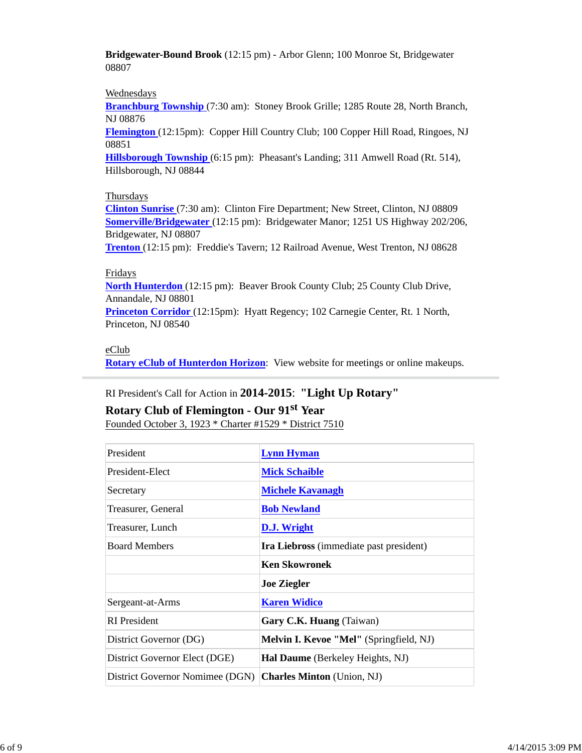**Bridgewater-Bound Brook** (12:15 pm) - Arbor Glenn; 100 Monroe St, Bridgewater 08807

Wednesdays
**Branchburg Township** (7:30 am): Stoney Brook Grille; 1285 Route 28, North Branch, NJ 08876
**Flemington** (12:15pm): Copper Hill Country Club; 100 Copper Hill Road, Ringoes, NJ 08851
**Hillsborough Township** (6:15 pm): Pheasant's Landing; 311 Amwell Road (Rt. 514), Hillsborough, NJ 08844

Thursdays
**Clinton Sunrise** (7:30 am): Clinton Fire Department; New Street, Clinton, NJ 08809
**Somerville/Bridgewater** (12:15 pm): Bridgewater Manor; 1251 US Highway 202/206, Bridgewater, NJ 08807
**Trenton** (12:15 pm): Freddie's Tavern; 12 Railroad Avenue, West Trenton, NJ 08628

Fridays
**North Hunterdon** (12:15 pm): Beaver Brook County Club; 25 County Club Drive, Annandale, NJ 08801
**Princeton Corridor** (12:15pm): Hyatt Regency; 102 Carnegie Center, Rt. 1 North, Princeton, NJ 08540

eClub
**Rotary eClub of Hunterdon Horizon**: View website for meetings or online makeups.

---

RI President's Call for Action in **2014-2015**: **"Light Up Rotary"**

**Rotary Club of Flemington - Our 91st Year**

Founded October 3, 1923 * Charter #1529 * District 7510

| President | **Lynn Hyman** |
|---|---|
| President-Elect | **Mick Schaible** |
| Secretary | **Michele Kavanagh** |
| Treasurer, General | **Bob Newland** |
| Treasurer, Lunch | **D.J. Wright** |
| Board Members | **Ira Liebross** (immediate past president) |
| | **Ken Skowronek** |
| | **Joe Ziegler** |
| Sergeant-at-Arms | **Karen Widico** |
| RI President | **Gary C.K. Huang** (Taiwan) |
| District Governor (DG) | **Melvin I. Kevoe "Mel"** (Springfield, NJ) |
| District Governor Elect (DGE) | **Hal Daume** (Berkeley Heights, NJ) |
| District Governor Nomimee (DGN) | **Charles Minton** (Union, NJ) |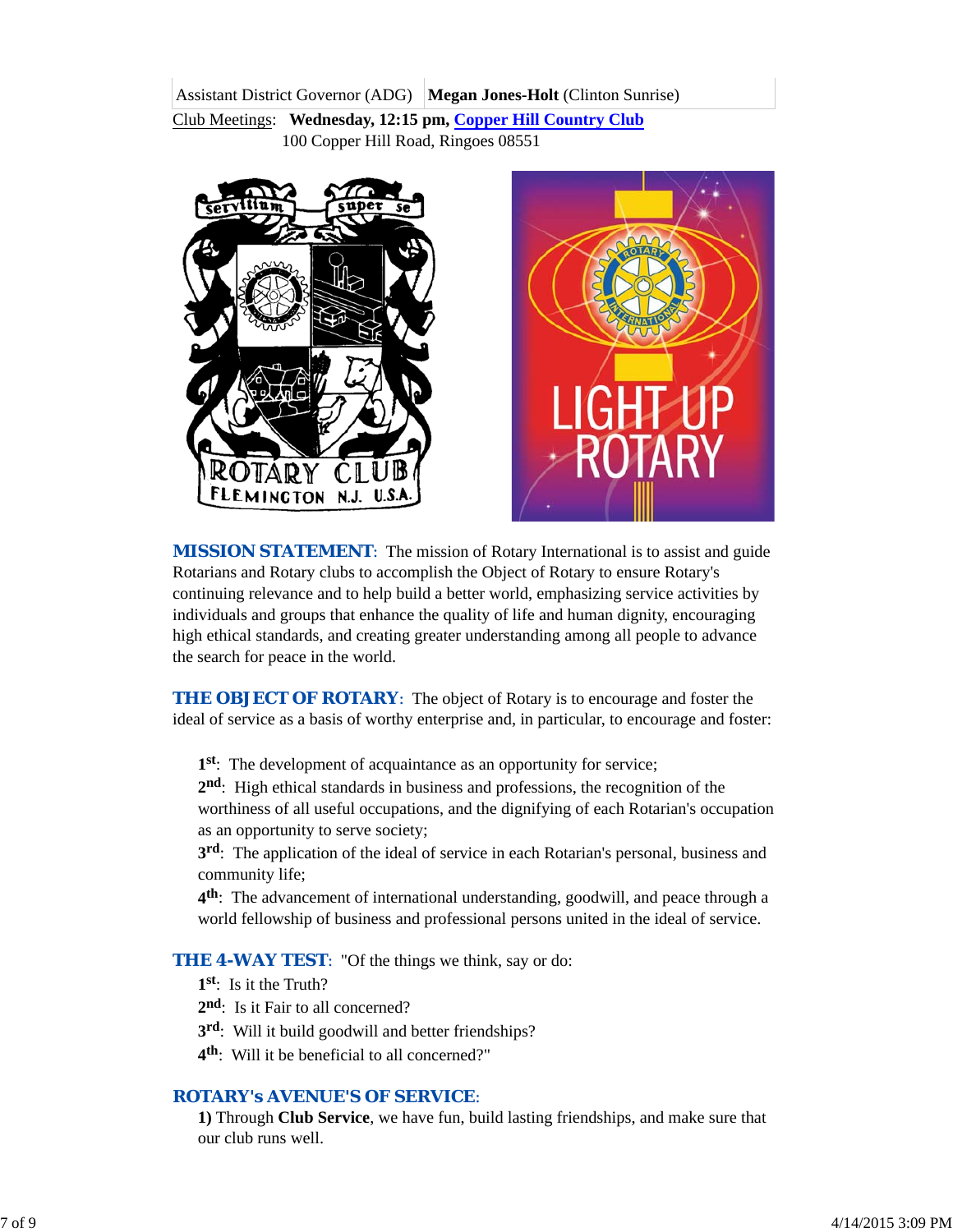| Assistant District Governor (ADG) | **Megan Jones-Holt** (Clinton Sunrise) |
|---|---|

Club Meetings: **Wednesday, 12:15 pm, Copper Hill Country Club**
100 Copper Hill Road, Ringoes 08551

**MISSION STATEMENT**: The mission of Rotary International is to assist and guide Rotarians and Rotary clubs to accomplish the Object of Rotary to ensure Rotary's continuing relevance and to help build a better world, emphasizing service activities by individuals and groups that enhance the quality of life and human dignity, encouraging high ethical standards, and creating greater understanding among all people to advance the search for peace in the world.

**THE OBJECT OF ROTARY**: The object of Rotary is to encourage and foster the ideal of service as a basis of worthy enterprise and, in particular, to encourage and foster:

**1st**: The development of acquaintance as an opportunity for service;
**2nd**: High ethical standards in business and professions, the recognition of the worthiness of all useful occupations, and the dignifying of each Rotarian's occupation as an opportunity to serve society;
**3rd**: The application of the ideal of service in each Rotarian's personal, business and community life;
**4th**: The advancement of international understanding, goodwill, and peace through a world fellowship of business and professional persons united in the ideal of service.

**THE 4-WAY TEST**: "Of the things we think, say or do:
**1st**: Is it the Truth?
**2nd**: Is it Fair to all concerned?
**3rd**: Will it build goodwill and better friendships?
**4th**: Will it be beneficial to all concerned?"

**ROTARY's AVENUE'S OF SERVICE**:
**1)** Through **Club Service**, we have fun, build lasting friendships, and make sure that our club runs well.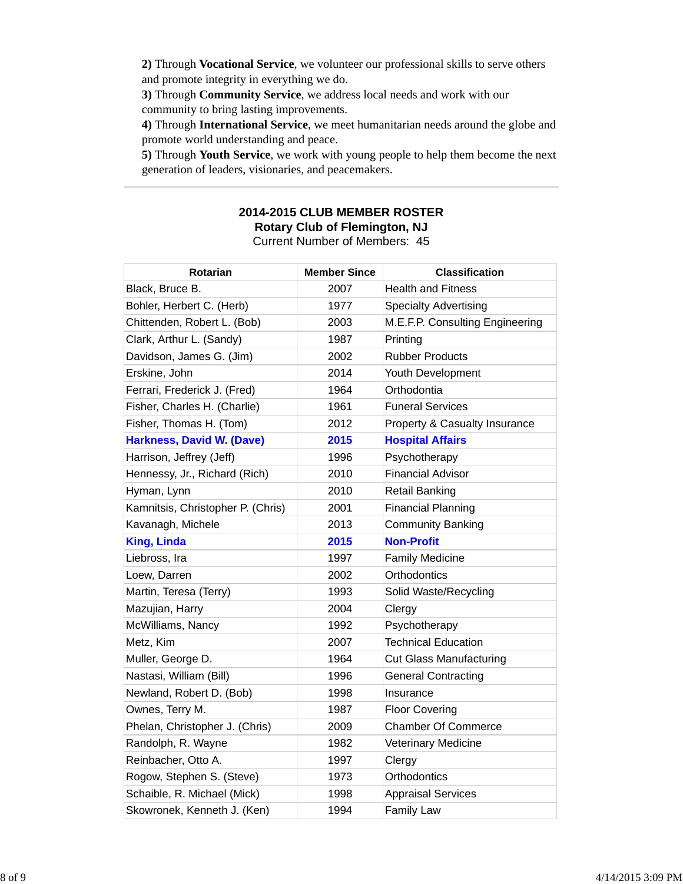**2)** Through **Vocational Service**, we volunteer our professional skills to serve others and promote integrity in everything we do.
**3)** Through **Community Service**, we address local needs and work with our community to bring lasting improvements.
**4)** Through **International Service**, we meet humanitarian needs around the globe and promote world understanding and peace.
**5)** Through **Youth Service**, we work with young people to help them become the next generation of leaders, visionaries, and peacemakers.

---

## 2014-2015 CLUB MEMBER ROSTER

**Rotary Club of Flemington, NJ**

Current Number of Members: 45

| Rotarian | Member Since | Classification |
|---|---|---|
| Black, Bruce B. | 2007 | Health and Fitness |
| Bohler, Herbert C. (Herb) | 1977 | Specialty Advertising |
| Chittenden, Robert L. (Bob) | 2003 | M.E.F.P. Consulting Engineering |
| Clark, Arthur L. (Sandy) | 1987 | Printing |
| Davidson, James G. (Jim) | 2002 | Rubber Products |
| Erskine, John | 2014 | Youth Development |
| Ferrari, Frederick J. (Fred) | 1964 | Orthodontia |
| Fisher, Charles H. (Charlie) | 1961 | Funeral Services |
| Fisher, Thomas H. (Tom) | 2012 | Property & Casualty Insurance |
| **Harkness, David W. (Dave)** | **2015** | **Hospital Affairs** |
| Harrison, Jeffrey (Jeff) | 1996 | Psychotherapy |
| Hennessy, Jr., Richard (Rich) | 2010 | Financial Advisor |
| Hyman, Lynn | 2010 | Retail Banking |
| Kamnitsis, Christopher P. (Chris) | 2001 | Financial Planning |
| Kavanagh, Michele | 2013 | Community Banking |
| **King, Linda** | **2015** | **Non-Profit** |
| Liebross, Ira | 1997 | Family Medicine |
| Loew, Darren | 2002 | Orthodontics |
| Martin, Teresa (Terry) | 1993 | Solid Waste/Recycling |
| Mazujian, Harry | 2004 | Clergy |
| McWilliams, Nancy | 1992 | Psychotherapy |
| Metz, Kim | 2007 | Technical Education |
| Muller, George D. | 1964 | Cut Glass Manufacturing |
| Nastasi, William (Bill) | 1996 | General Contracting |
| Newland, Robert D. (Bob) | 1998 | Insurance |
| Ownes, Terry M. | 1987 | Floor Covering |
| Phelan, Christopher J. (Chris) | 2009 | Chamber Of Commerce |
| Randolph, R. Wayne | 1982 | Veterinary Medicine |
| Reinbacher, Otto A. | 1997 | Clergy |
| Rogow, Stephen S. (Steve) | 1973 | Orthodontics |
| Schaible, R. Michael (Mick) | 1998 | Appraisal Services |
| Skowronek, Kenneth J. (Ken) | 1994 | Family Law |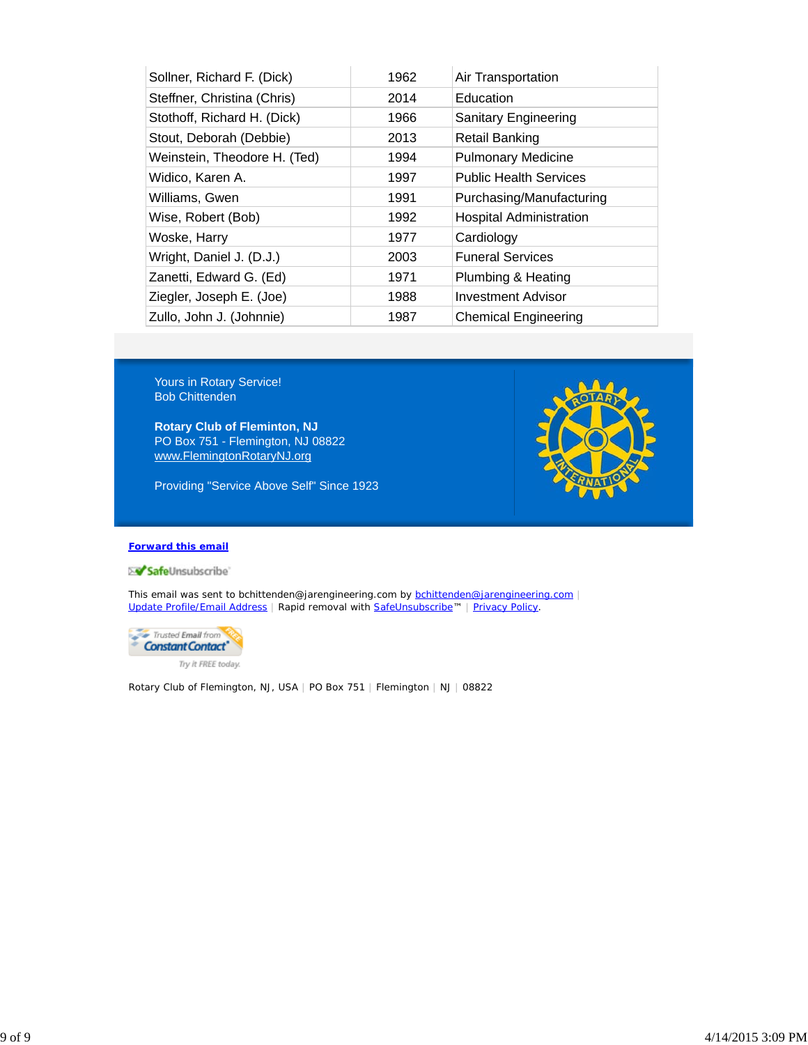| | | |
|---|---|---|
| Sollner, Richard F. (Dick) | 1962 | Air Transportation |
| Steffner, Christina (Chris) | 2014 | Education |
| Stothoff, Richard H. (Dick) | 1966 | Sanitary Engineering |
| Stout, Deborah (Debbie) | 2013 | Retail Banking |
| Weinstein, Theodore H. (Ted) | 1994 | Pulmonary Medicine |
| Widico, Karen A. | 1997 | Public Health Services |
| Williams, Gwen | 1991 | Purchasing/Manufacturing |
| Wise, Robert (Bob) | 1992 | Hospital Administration |
| Woske, Harry | 1977 | Cardiology |
| Wright, Daniel J. (D.J.) | 2003 | Funeral Services |
| Zanetti, Edward G. (Ed) | 1971 | Plumbing & Heating |
| Ziegler, Joseph E. (Joe) | 1988 | Investment Advisor |
| Zullo, John J. (Johnnie) | 1987 | Chemical Engineering |

Yours in Rotary Service!
Bob Chittenden

**Rotary Club of Fleminton, NJ**
PO Box 751 - Flemington, NJ 08822
www.FlemingtonRotaryNJ.org

Providing "Service Above Self" Since 1923

**Forward this email**

SafeUnsubscribe

This email was sent to bchittenden@jarengineering.com by bchittenden@jarengineering.com | Update Profile/Email Address | Rapid removal with SafeUnsubscribe™ | Privacy Policy.

Trusted Email from Constant Contact
Try it FREE today.

Rotary Club of Flemington, NJ, USA | PO Box 751 | Flemington | NJ | 08822